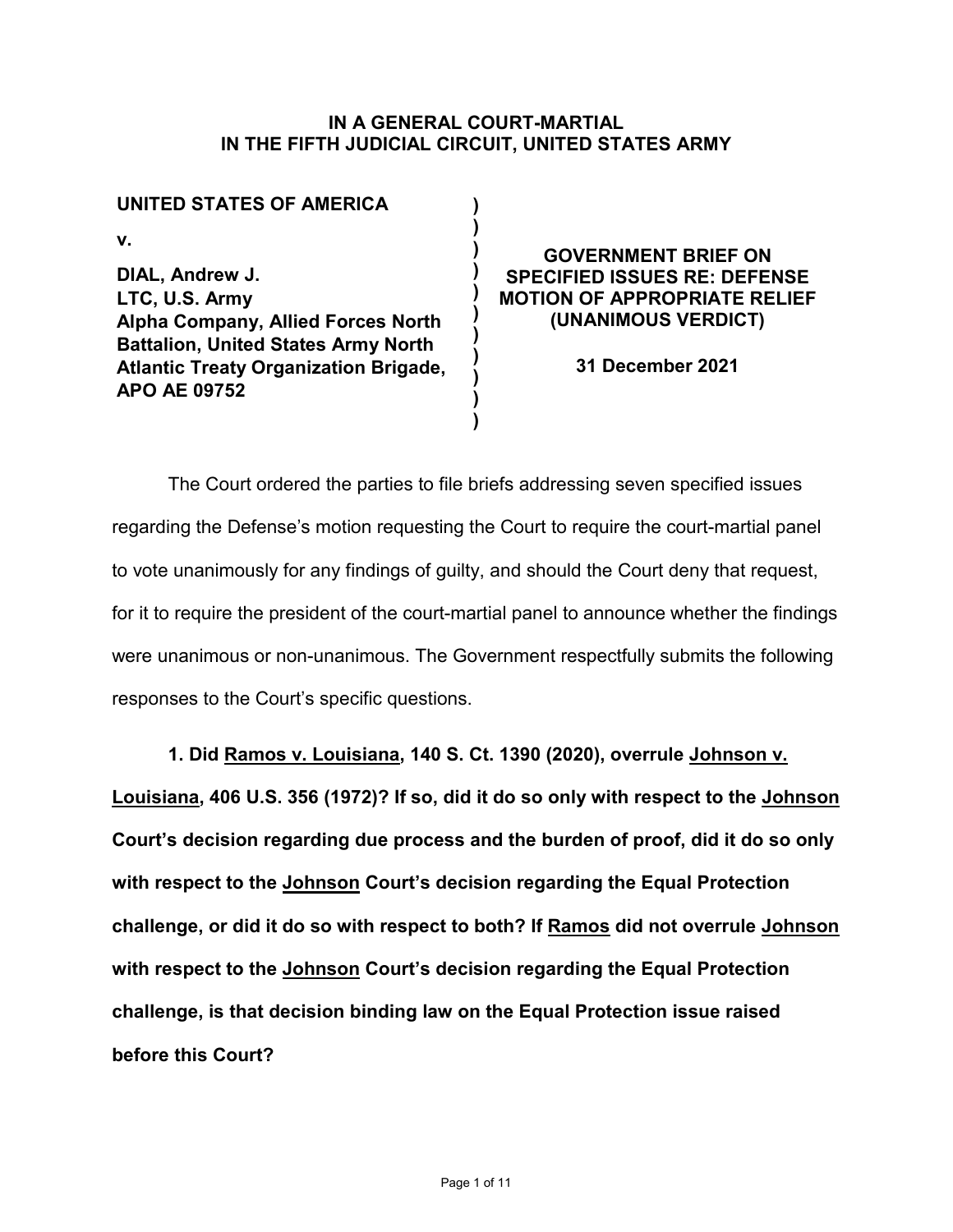**IN A GENERAL COURT-MARTIAL**
**IN THE FIFTH JUDICIAL CIRCUIT, UNITED STATES ARMY**

| | |
|---|---|
| **UNITED STATES OF AMERICA**<br><br>**v.**<br><br>**DIAL, Andrew J.**<br>**LTC, U.S. Army**<br>**Alpha Company, Allied Forces North Battalion, United States Army North Atlantic Treaty Organization Brigade, APO AE 09752** | **GOVERNMENT BRIEF ON SPECIFIED ISSUES RE: DEFENSE MOTION OF APPROPRIATE RELIEF (UNANIMOUS VERDICT)**<br><br>**31 December 2021** |

The Court ordered the parties to file briefs addressing seven specified issues regarding the Defense's motion requesting the Court to require the court-martial panel to vote unanimously for any findings of guilty, and should the Court deny that request, for it to require the president of the court-martial panel to announce whether the findings were unanimous or non-unanimous. The Government respectfully submits the following responses to the Court's specific questions.

**1. Did Ramos v. Louisiana, 140 S. Ct. 1390 (2020), overrule Johnson v. Louisiana, 406 U.S. 356 (1972)? If so, did it do so only with respect to the Johnson Court's decision regarding due process and the burden of proof, did it do so only with respect to the Johnson Court's decision regarding the Equal Protection challenge, or did it do so with respect to both? If Ramos did not overrule Johnson with respect to the Johnson Court's decision regarding the Equal Protection challenge, is that decision binding law on the Equal Protection issue raised before this Court?**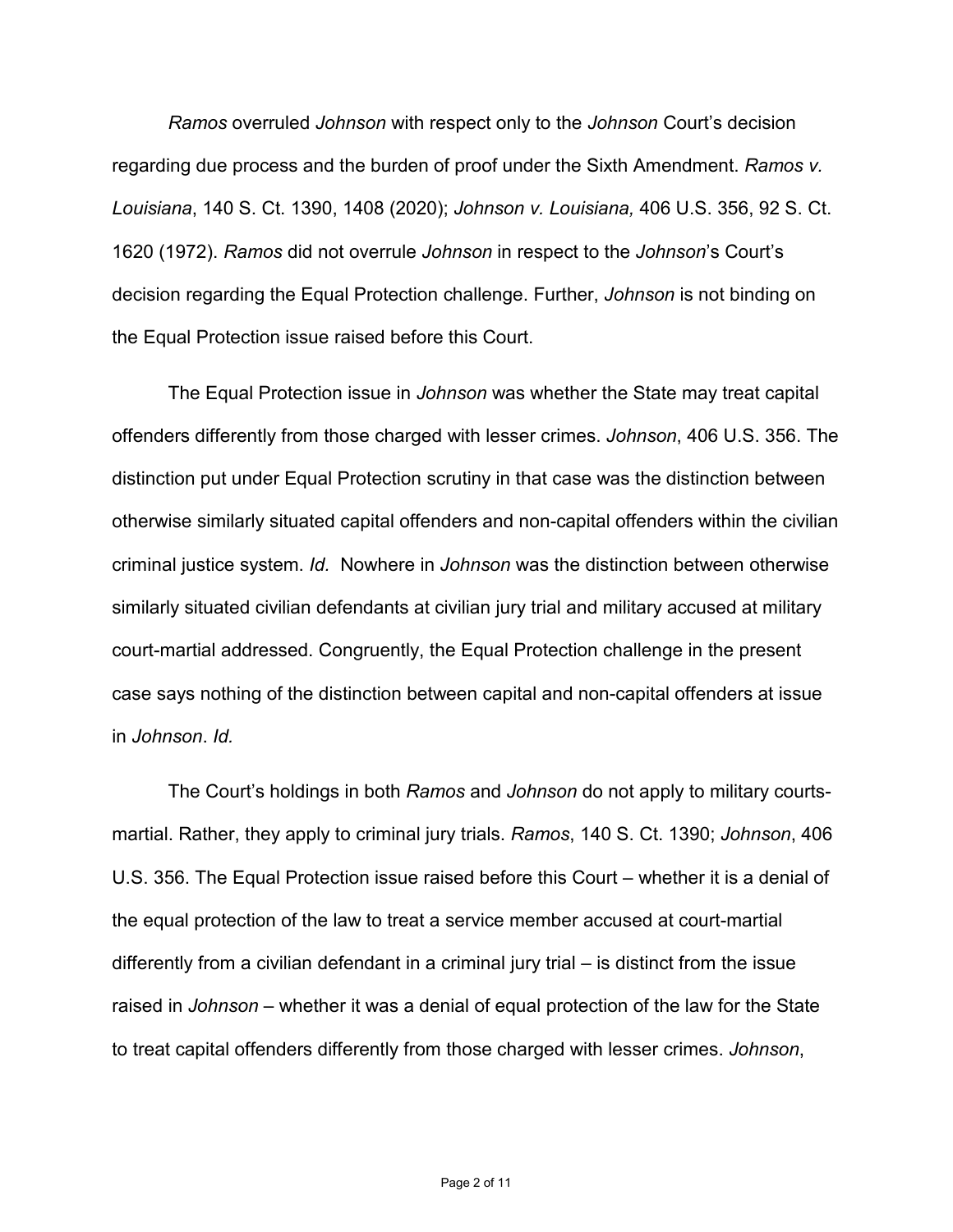*Ramos* overruled *Johnson* with respect only to the *Johnson* Court's decision regarding due process and the burden of proof under the Sixth Amendment. *Ramos v. Louisiana*, 140 S. Ct. 1390, 1408 (2020); *Johnson v. Louisiana,* 406 U.S. 356, 92 S. Ct. 1620 (1972). *Ramos* did not overrule *Johnson* in respect to the *Johnson*'s Court's decision regarding the Equal Protection challenge. Further, *Johnson* is not binding on the Equal Protection issue raised before this Court.

The Equal Protection issue in *Johnson* was whether the State may treat capital offenders differently from those charged with lesser crimes. *Johnson*, 406 U.S. 356. The distinction put under Equal Protection scrutiny in that case was the distinction between otherwise similarly situated capital offenders and non-capital offenders within the civilian criminal justice system. *Id.* Nowhere in *Johnson* was the distinction between otherwise similarly situated civilian defendants at civilian jury trial and military accused at military court-martial addressed. Congruently, the Equal Protection challenge in the present case says nothing of the distinction between capital and non-capital offenders at issue in *Johnson*. *Id.*

The Court's holdings in both *Ramos* and *Johnson* do not apply to military courts-martial. Rather, they apply to criminal jury trials. *Ramos*, 140 S. Ct. 1390; *Johnson*, 406 U.S. 356. The Equal Protection issue raised before this Court – whether it is a denial of the equal protection of the law to treat a service member accused at court-martial differently from a civilian defendant in a criminal jury trial – is distinct from the issue raised in *Johnson* – whether it was a denial of equal protection of the law for the State to treat capital offenders differently from those charged with lesser crimes. *Johnson*,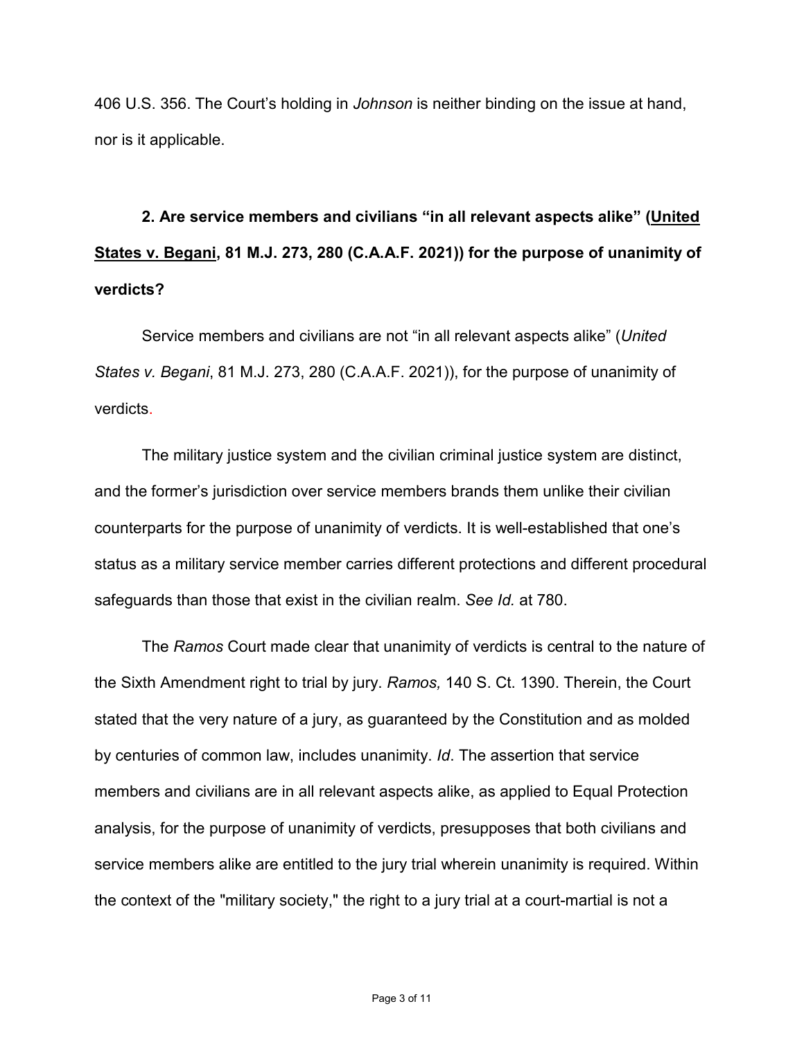406 U.S. 356. The Court's holding in *Johnson* is neither binding on the issue at hand, nor is it applicable.

**2. Are service members and civilians "in all relevant aspects alike" (<u>United States v. Begani</u>, 81 M.J. 273, 280 (C.A.A.F. 2021)) for the purpose of unanimity of verdicts?**

Service members and civilians are not "in all relevant aspects alike" (*United States v. Begani*, 81 M.J. 273, 280 (C.A.A.F. 2021)), for the purpose of unanimity of verdicts.

The military justice system and the civilian criminal justice system are distinct, and the former's jurisdiction over service members brands them unlike their civilian counterparts for the purpose of unanimity of verdicts. It is well-established that one's status as a military service member carries different protections and different procedural safeguards than those that exist in the civilian realm. *See Id.* at 780.

The *Ramos* Court made clear that unanimity of verdicts is central to the nature of the Sixth Amendment right to trial by jury. *Ramos,* 140 S. Ct. 1390. Therein, the Court stated that the very nature of a jury, as guaranteed by the Constitution and as molded by centuries of common law, includes unanimity. *Id*. The assertion that service members and civilians are in all relevant aspects alike, as applied to Equal Protection analysis, for the purpose of unanimity of verdicts, presupposes that both civilians and service members alike are entitled to the jury trial wherein unanimity is required. Within the context of the "military society," the right to a jury trial at a court-martial is not a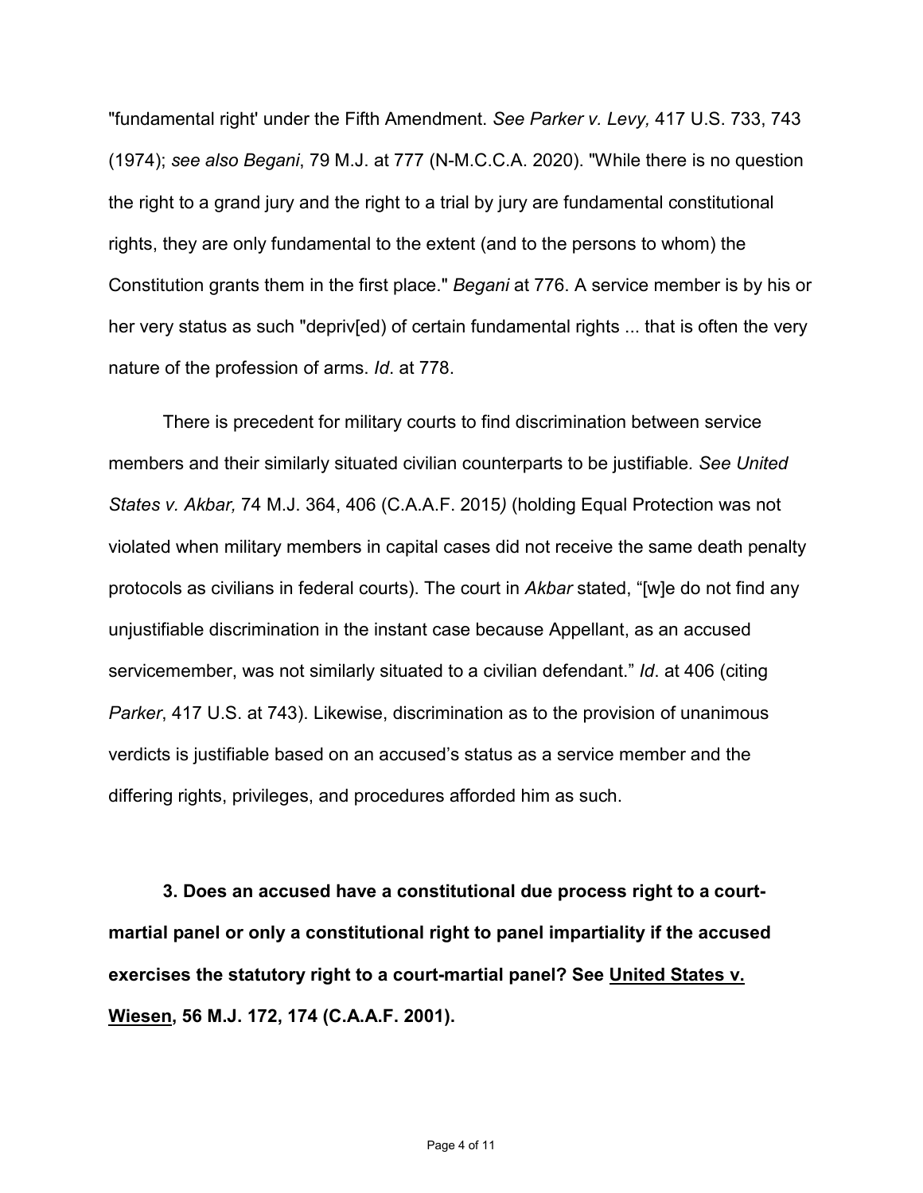"fundamental right' under the Fifth Amendment. *See Parker v. Levy,* 417 U.S. 733, 743 (1974); *see also Begani*, 79 M.J. at 777 (N-M.C.C.A. 2020). "While there is no question the right to a grand jury and the right to a trial by jury are fundamental constitutional rights, they are only fundamental to the extent (and to the persons to whom) the Constitution grants them in the first place." *Begani* at 776. A service member is by his or her very status as such "depriv[ed) of certain fundamental rights ... that is often the very nature of the profession of arms. *Id*. at 778.

There is precedent for military courts to find discrimination between service members and their similarly situated civilian counterparts to be justifiable. *See United States v. Akbar,* 74 M.J. 364, 406 (C.A.A.F. 2015*)* (holding Equal Protection was not violated when military members in capital cases did not receive the same death penalty protocols as civilians in federal courts). The court in *Akbar* stated, "[w]e do not find any unjustifiable discrimination in the instant case because Appellant, as an accused servicemember, was not similarly situated to a civilian defendant." *Id*. at 406 (citing *Parker*, 417 U.S. at 743). Likewise, discrimination as to the provision of unanimous verdicts is justifiable based on an accused's status as a service member and the differing rights, privileges, and procedures afforded him as such.

**3. Does an accused have a constitutional due process right to a court-martial panel or only a constitutional right to panel impartiality if the accused exercises the statutory right to a court-martial panel? See <u>United States v. Wiesen</u>, 56 M.J. 172, 174 (C.A.A.F. 2001).**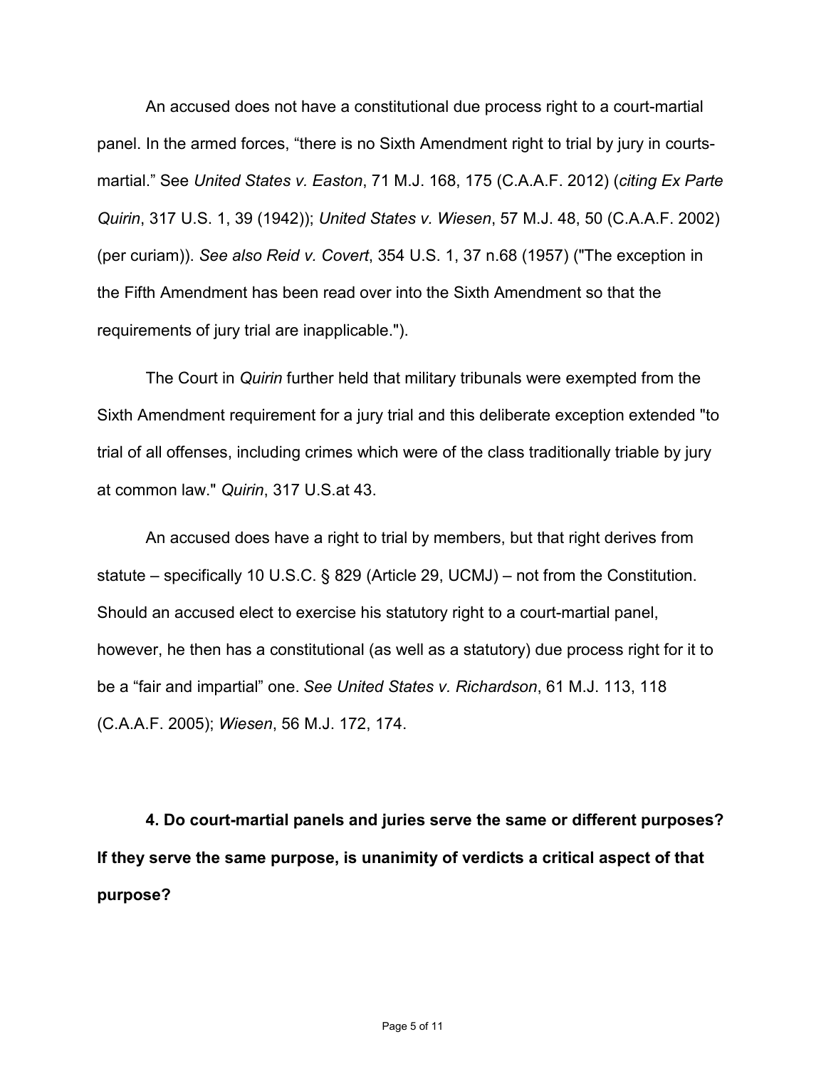An accused does not have a constitutional due process right to a court-martial panel. In the armed forces, "there is no Sixth Amendment right to trial by jury in courts-martial." See *United States v. Easton*, 71 M.J. 168, 175 (C.A.A.F. 2012) (*citing Ex Parte Quirin*, 317 U.S. 1, 39 (1942)); *United States v. Wiesen*, 57 M.J. 48, 50 (C.A.A.F. 2002) (per curiam)). *See also Reid v. Covert*, 354 U.S. 1, 37 n.68 (1957) ("The exception in the Fifth Amendment has been read over into the Sixth Amendment so that the requirements of jury trial are inapplicable.").

The Court in *Quirin* further held that military tribunals were exempted from the Sixth Amendment requirement for a jury trial and this deliberate exception extended "to trial of all offenses, including crimes which were of the class traditionally triable by jury at common law." *Quirin*, 317 U.S.at 43.

An accused does have a right to trial by members, but that right derives from statute – specifically 10 U.S.C. § 829 (Article 29, UCMJ) – not from the Constitution. Should an accused elect to exercise his statutory right to a court-martial panel, however, he then has a constitutional (as well as a statutory) due process right for it to be a "fair and impartial" one. *See United States v. Richardson*, 61 M.J. 113, 118 (C.A.A.F. 2005); *Wiesen*, 56 M.J. 172, 174.

**4. Do court-martial panels and juries serve the same or different purposes? If they serve the same purpose, is unanimity of verdicts a critical aspect of that purpose?**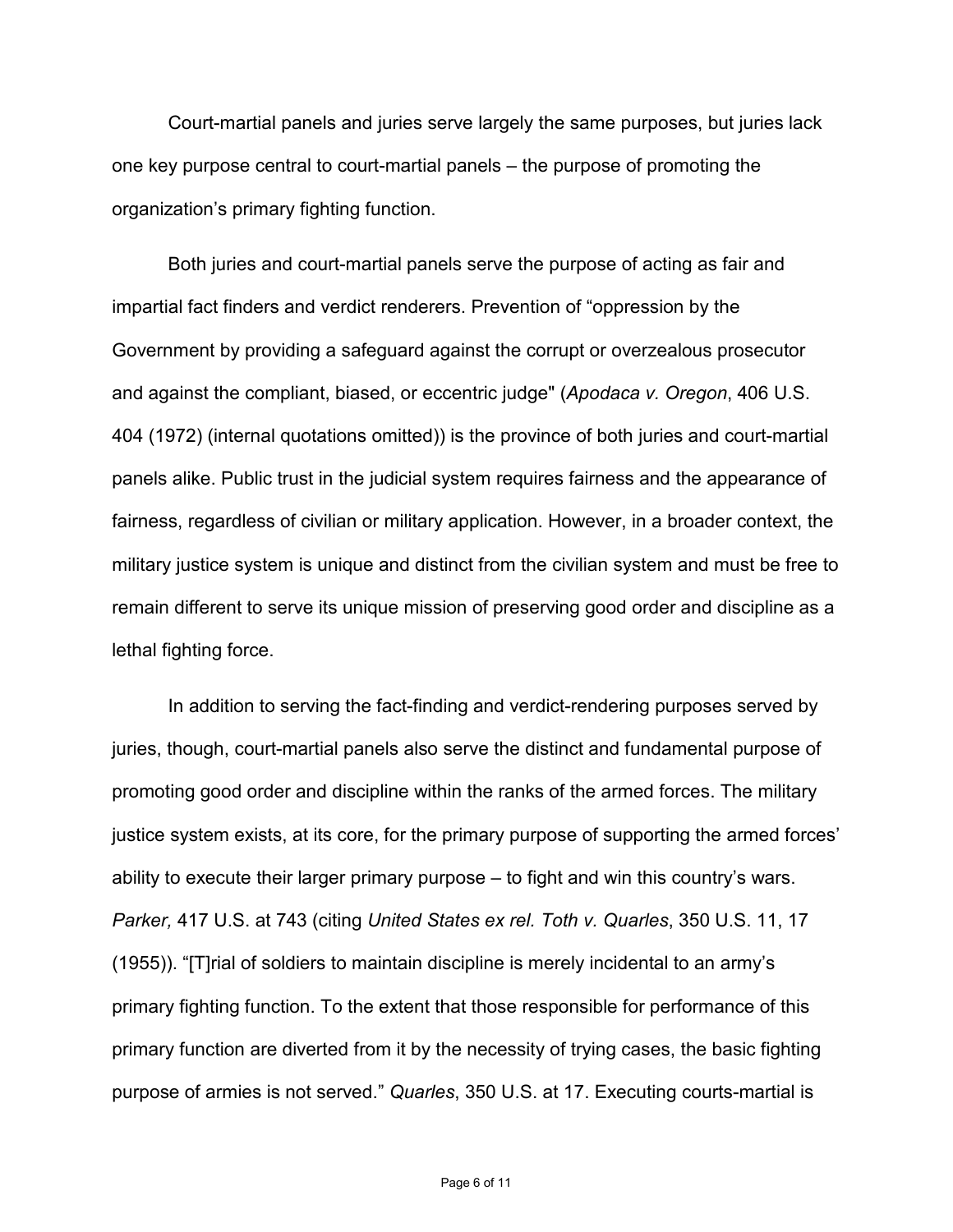Court-martial panels and juries serve largely the same purposes, but juries lack one key purpose central to court-martial panels – the purpose of promoting the organization's primary fighting function.

Both juries and court-martial panels serve the purpose of acting as fair and impartial fact finders and verdict renderers. Prevention of "oppression by the Government by providing a safeguard against the corrupt or overzealous prosecutor and against the compliant, biased, or eccentric judge" (*Apodaca v. Oregon*, 406 U.S. 404 (1972) (internal quotations omitted)) is the province of both juries and court-martial panels alike. Public trust in the judicial system requires fairness and the appearance of fairness, regardless of civilian or military application. However, in a broader context, the military justice system is unique and distinct from the civilian system and must be free to remain different to serve its unique mission of preserving good order and discipline as a lethal fighting force.

In addition to serving the fact-finding and verdict-rendering purposes served by juries, though, court-martial panels also serve the distinct and fundamental purpose of promoting good order and discipline within the ranks of the armed forces. The military justice system exists, at its core, for the primary purpose of supporting the armed forces' ability to execute their larger primary purpose – to fight and win this country's wars. *Parker,* 417 U.S. at 743 (citing *United States ex rel. Toth v. Quarles*, 350 U.S. 11, 17 (1955)). "[T]rial of soldiers to maintain discipline is merely incidental to an army's primary fighting function. To the extent that those responsible for performance of this primary function are diverted from it by the necessity of trying cases, the basic fighting purpose of armies is not served." *Quarles*, 350 U.S. at 17. Executing courts-martial is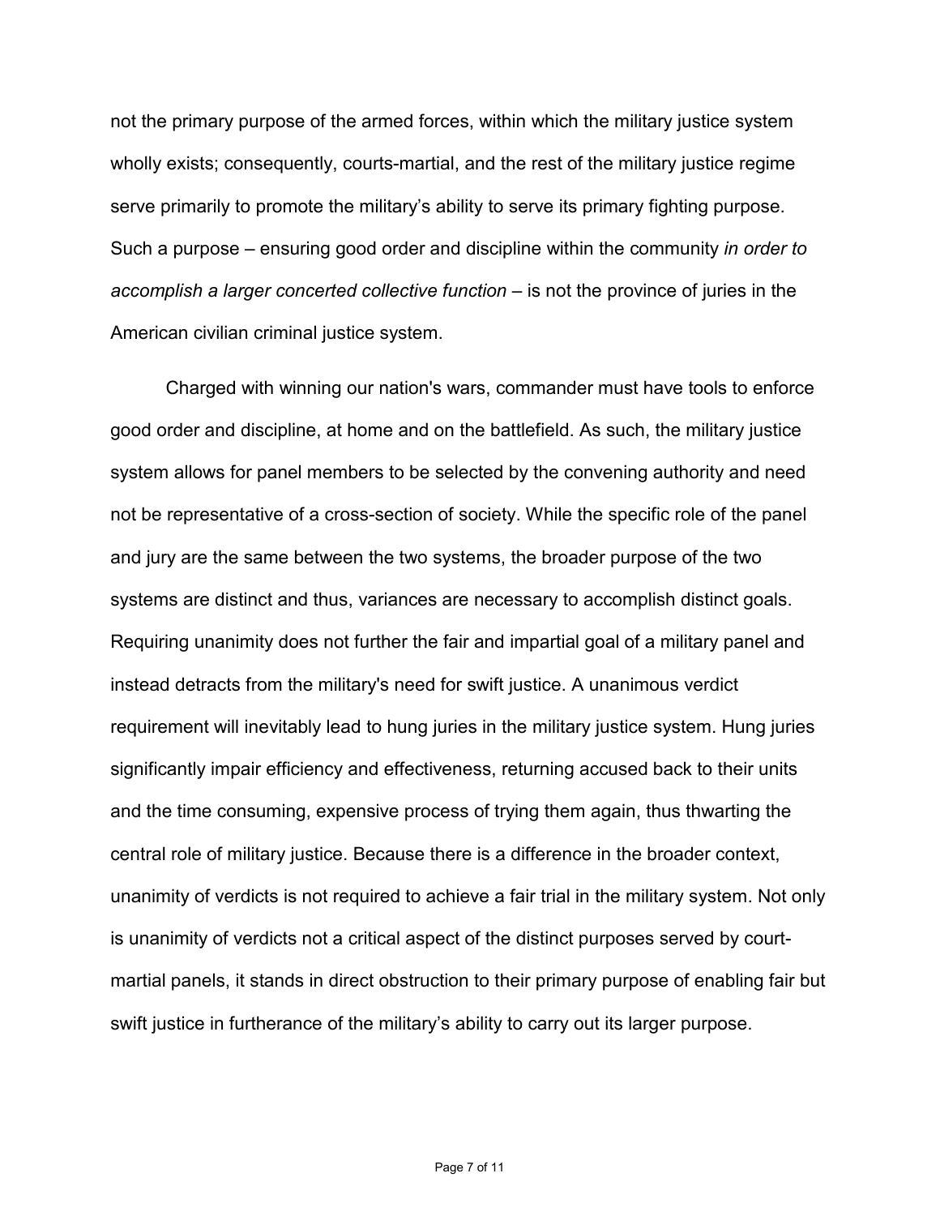not the primary purpose of the armed forces, within which the military justice system wholly exists; consequently, courts-martial, and the rest of the military justice regime serve primarily to promote the military's ability to serve its primary fighting purpose. Such a purpose – ensuring good order and discipline within the community *in order to accomplish a larger concerted collective function* – is not the province of juries in the American civilian criminal justice system.

Charged with winning our nation's wars, commander must have tools to enforce good order and discipline, at home and on the battlefield. As such, the military justice system allows for panel members to be selected by the convening authority and need not be representative of a cross-section of society. While the specific role of the panel and jury are the same between the two systems, the broader purpose of the two systems are distinct and thus, variances are necessary to accomplish distinct goals. Requiring unanimity does not further the fair and impartial goal of a military panel and instead detracts from the military's need for swift justice. A unanimous verdict requirement will inevitably lead to hung juries in the military justice system. Hung juries significantly impair efficiency and effectiveness, returning accused back to their units and the time consuming, expensive process of trying them again, thus thwarting the central role of military justice. Because there is a difference in the broader context, unanimity of verdicts is not required to achieve a fair trial in the military system. Not only is unanimity of verdicts not a critical aspect of the distinct purposes served by court-martial panels, it stands in direct obstruction to their primary purpose of enabling fair but swift justice in furtherance of the military's ability to carry out its larger purpose.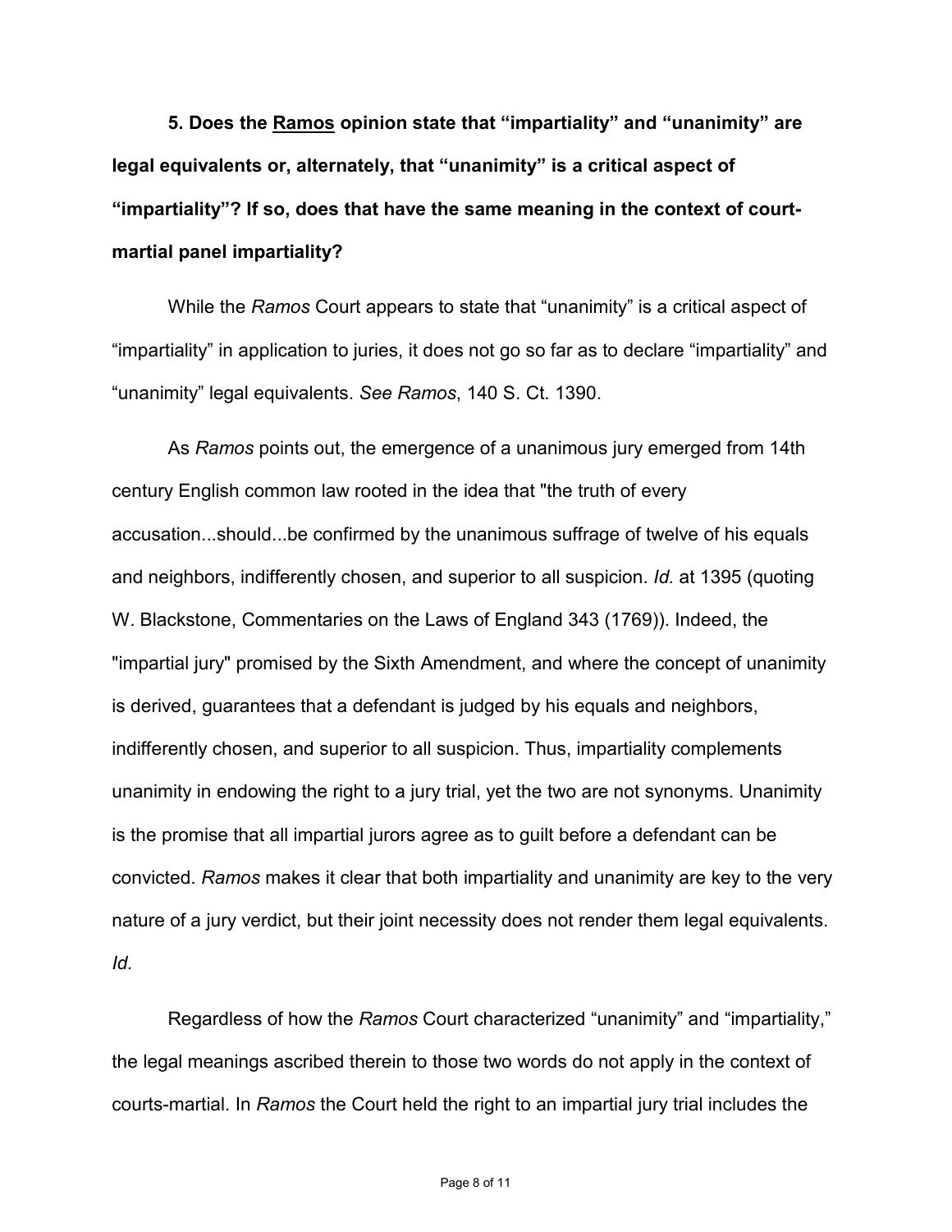**5. Does the <u>Ramos</u> opinion state that "impartiality" and "unanimity" are legal equivalents or, alternately, that "unanimity" is a critical aspect of "impartiality"? If so, does that have the same meaning in the context of court-martial panel impartiality?**

While the *Ramos* Court appears to state that "unanimity" is a critical aspect of "impartiality" in application to juries, it does not go so far as to declare "impartiality" and "unanimity" legal equivalents. *See Ramos*, 140 S. Ct. 1390.

As *Ramos* points out, the emergence of a unanimous jury emerged from 14th century English common law rooted in the idea that "the truth of every accusation...should...be confirmed by the unanimous suffrage of twelve of his equals and neighbors, indifferently chosen, and superior to all suspicion. *Id.* at 1395 (quoting W. Blackstone, Commentaries on the Laws of England 343 (1769)). Indeed, the "impartial jury" promised by the Sixth Amendment, and where the concept of unanimity is derived, guarantees that a defendant is judged by his equals and neighbors, indifferently chosen, and superior to all suspicion. Thus, impartiality complements unanimity in endowing the right to a jury trial, yet the two are not synonyms. Unanimity is the promise that all impartial jurors agree as to guilt before a defendant can be convicted. *Ramos* makes it clear that both impartiality and unanimity are key to the very nature of a jury verdict, but their joint necessity does not render them legal equivalents. *Id.*

Regardless of how the *Ramos* Court characterized "unanimity" and "impartiality," the legal meanings ascribed therein to those two words do not apply in the context of courts-martial. In *Ramos* the Court held the right to an impartial jury trial includes the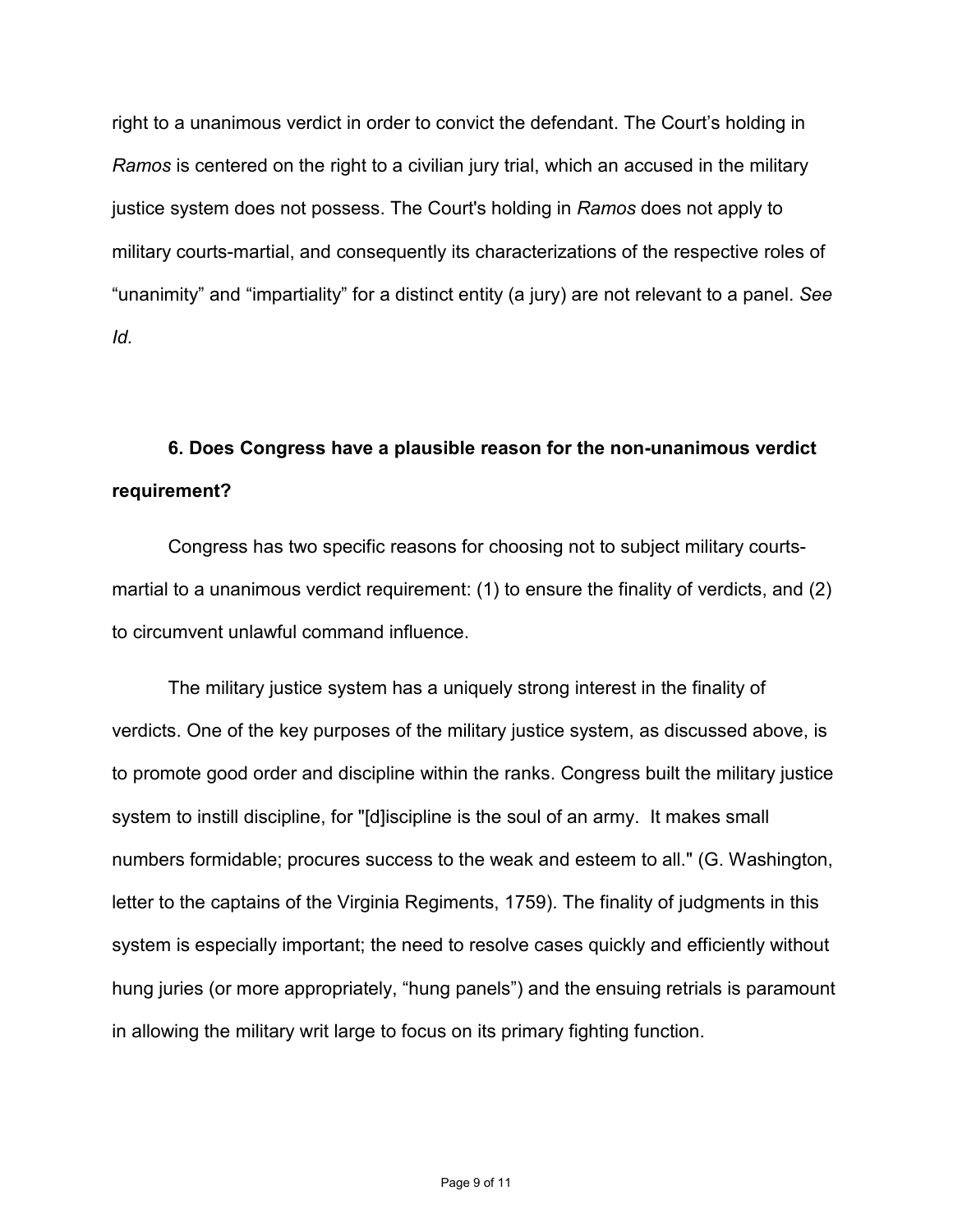right to a unanimous verdict in order to convict the defendant. The Court's holding in *Ramos* is centered on the right to a civilian jury trial, which an accused in the military justice system does not possess. The Court's holding in *Ramos* does not apply to military courts-martial, and consequently its characterizations of the respective roles of "unanimity" and "impartiality" for a distinct entity (a jury) are not relevant to a panel. *See Id.*

**6. Does Congress have a plausible reason for the non-unanimous verdict requirement?**

Congress has two specific reasons for choosing not to subject military courts-martial to a unanimous verdict requirement: (1) to ensure the finality of verdicts, and (2) to circumvent unlawful command influence.

The military justice system has a uniquely strong interest in the finality of verdicts. One of the key purposes of the military justice system, as discussed above, is to promote good order and discipline within the ranks. Congress built the military justice system to instill discipline, for "[d]iscipline is the soul of an army. It makes small numbers formidable; procures success to the weak and esteem to all." (G. Washington, letter to the captains of the Virginia Regiments, 1759). The finality of judgments in this system is especially important; the need to resolve cases quickly and efficiently without hung juries (or more appropriately, "hung panels") and the ensuing retrials is paramount in allowing the military writ large to focus on its primary fighting function.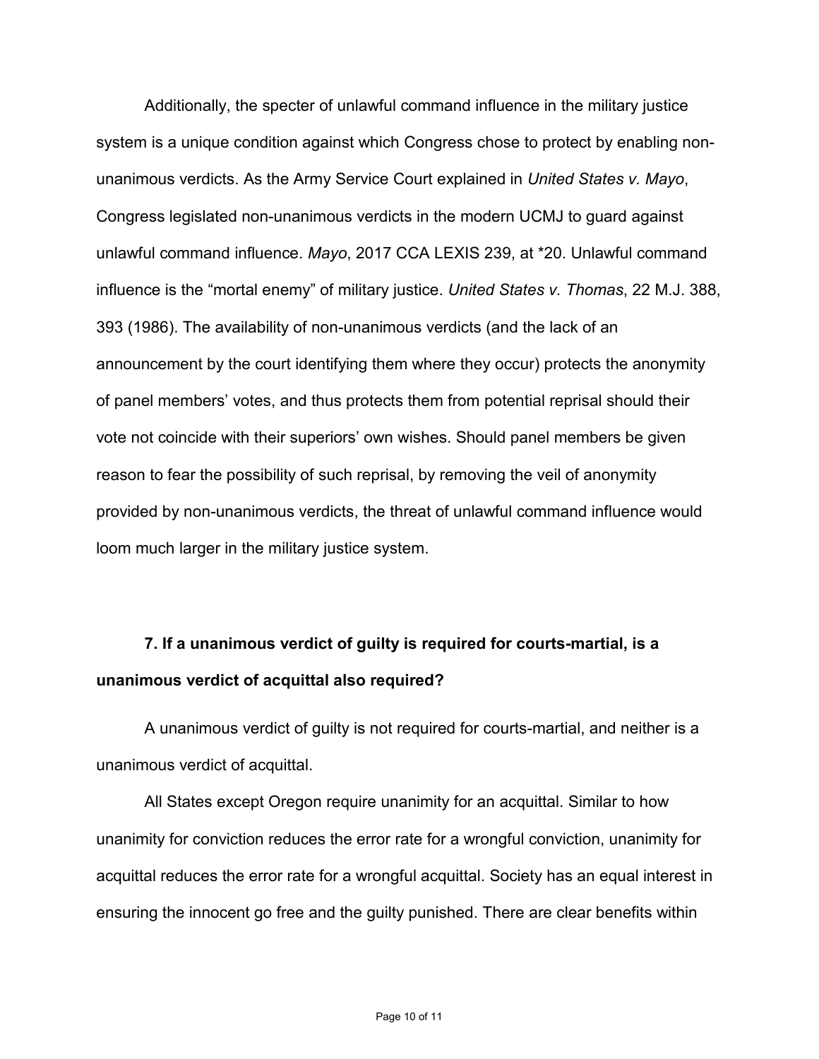Additionally, the specter of unlawful command influence in the military justice system is a unique condition against which Congress chose to protect by enabling non-unanimous verdicts. As the Army Service Court explained in *United States v. Mayo*, Congress legislated non-unanimous verdicts in the modern UCMJ to guard against unlawful command influence. *Mayo*, 2017 CCA LEXIS 239, at *20. Unlawful command influence is the "mortal enemy" of military justice. *United States v. Thomas*, 22 M.J. 388, 393 (1986). The availability of non-unanimous verdicts (and the lack of an announcement by the court identifying them where they occur) protects the anonymity of panel members' votes, and thus protects them from potential reprisal should their vote not coincide with their superiors' own wishes. Should panel members be given reason to fear the possibility of such reprisal, by removing the veil of anonymity provided by non-unanimous verdicts, the threat of unlawful command influence would loom much larger in the military justice system.

**7. If a unanimous verdict of guilty is required for courts-martial, is a unanimous verdict of acquittal also required?**

A unanimous verdict of guilty is not required for courts-martial, and neither is a unanimous verdict of acquittal.

All States except Oregon require unanimity for an acquittal. Similar to how unanimity for conviction reduces the error rate for a wrongful conviction, unanimity for acquittal reduces the error rate for a wrongful acquittal. Society has an equal interest in ensuring the innocent go free and the guilty punished. There are clear benefits within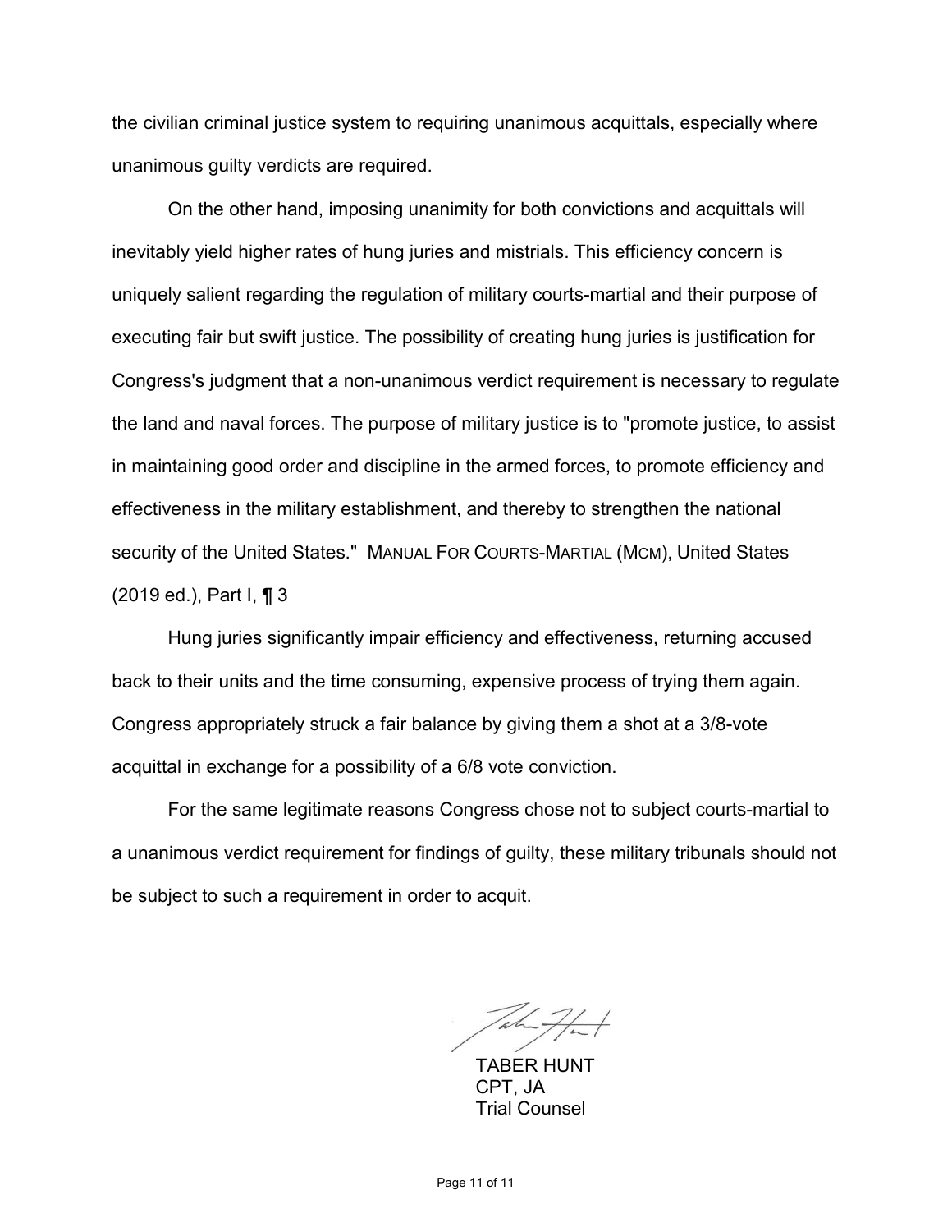the civilian criminal justice system to requiring unanimous acquittals, especially where unanimous guilty verdicts are required.

On the other hand, imposing unanimity for both convictions and acquittals will inevitably yield higher rates of hung juries and mistrials. This efficiency concern is uniquely salient regarding the regulation of military courts-martial and their purpose of executing fair but swift justice. The possibility of creating hung juries is justification for Congress's judgment that a non-unanimous verdict requirement is necessary to regulate the land and naval forces. The purpose of military justice is to "promote justice, to assist in maintaining good order and discipline in the armed forces, to promote efficiency and effectiveness in the military establishment, and thereby to strengthen the national security of the United States." MANUAL FOR COURTS-MARTIAL (MCM), United States (2019 ed.), Part I, ¶ 3

Hung juries significantly impair efficiency and effectiveness, returning accused back to their units and the time consuming, expensive process of trying them again. Congress appropriately struck a fair balance by giving them a shot at a 3/8-vote acquittal in exchange for a possibility of a 6/8 vote conviction.

For the same legitimate reasons Congress chose not to subject courts-martial to a unanimous verdict requirement for findings of guilty, these military tribunals should not be subject to such a requirement in order to acquit.

TABER HUNT  
CPT, JA  
Trial Counsel